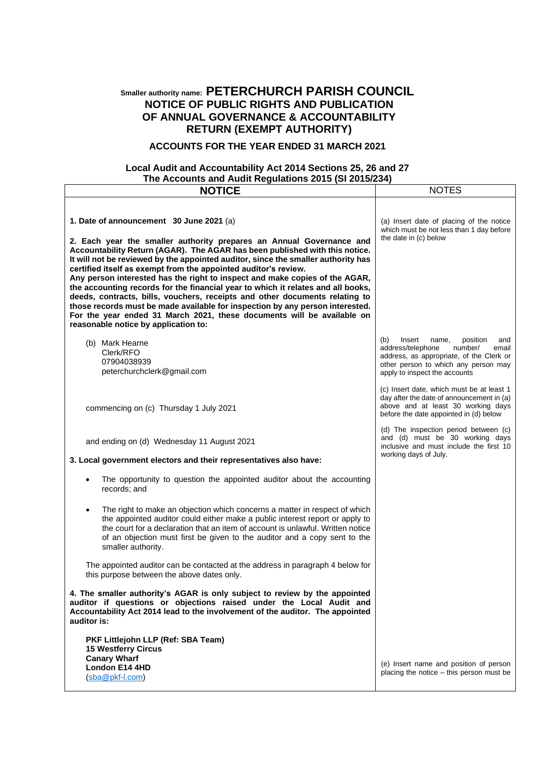**Smaller authority name: PETERCHURCH PARISH COUNCIL**

# NOTICE OF PUBLIC RIGHTS AND PUBLICATION OF ANNUAL GOVERNANCE & ACCOUNTABILITY RETURN (EXEMPT AUTHORITY)

## ACCOUNTS FOR THE YEAR ENDED 31 MARCH 2021

### Local Audit and Accountability Act 2014 Sections 25, 26 and 27
### The Accounts and Audit Regulations 2015 (SI 2015/234)

| NOTICE | NOTES |
|---|---|
| **1. Date of announcement 30 June 2021** (a) | (a) Insert date of placing of the notice which must be not less than 1 day before the date in (c) below |
| **2. Each year the smaller authority prepares an Annual Governance and Accountability Return (AGAR). The AGAR has been published with this notice. It will not be reviewed by the appointed auditor, since the smaller authority has certified itself as exempt from the appointed auditor's review. Any person interested has the right to inspect and make copies of the AGAR, the accounting records for the financial year to which it relates and all books, deeds, contracts, bills, vouchers, receipts and other documents relating to those records must be made available for inspection by any person interested. For the year ended 31 March 2021, these documents will be available on reasonable notice by application to:** | |
| (b) Mark Hearne<br>Clerk/RFO<br>07904038939<br>peterchurchclerk@gmail.com | (b) Insert name, position and address/telephone number/ email address, as appropriate, of the Clerk or other person to which any person may apply to inspect the accounts |
| commencing on (c) Thursday 1 July 2021 | (c) Insert date, which must be at least 1 day after the date of announcement in (a) above and at least 30 working days before the date appointed in (d) below |
| and ending on (d) Wednesday 11 August 2021 | (d) The inspection period between (c) and (d) must be 30 working days inclusive and must include the first 10 working days of July. |
| **3. Local government electors and their representatives also have:**<br>• The opportunity to question the appointed auditor about the accounting records; and<br>• The right to make an objection which concerns a matter in respect of which the appointed auditor could either make a public interest report or apply to the court for a declaration that an item of account is unlawful. Written notice of an objection must first be given to the auditor and a copy sent to the smaller authority.<br><br>The appointed auditor can be contacted at the address in paragraph 4 below for this purpose between the above dates only. | |
| **4. The smaller authority's AGAR is only subject to review by the appointed auditor if questions or objections raised under the Local Audit and Accountability Act 2014 lead to the involvement of the auditor. The appointed auditor is:**<br><br>**PKF Littlejohn LLP (Ref: SBA Team)**<br>**15 Westferry Circus**<br>**Canary Wharf**<br>**London E14 4HD**<br>(sba@pkf-l.com) | (e) Insert name and position of person placing the notice – this person must be |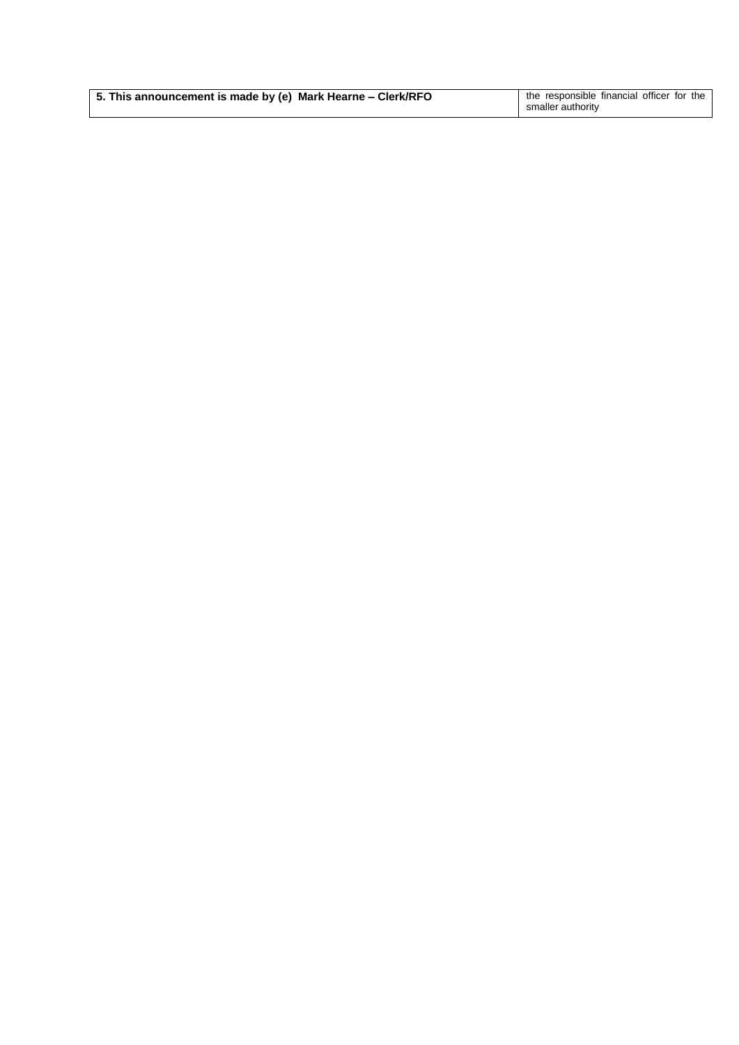| | |
|---|---|
| **5. This announcement is made by (e) Mark Hearne – Clerk/RFO** | the responsible financial officer for the smaller authority |